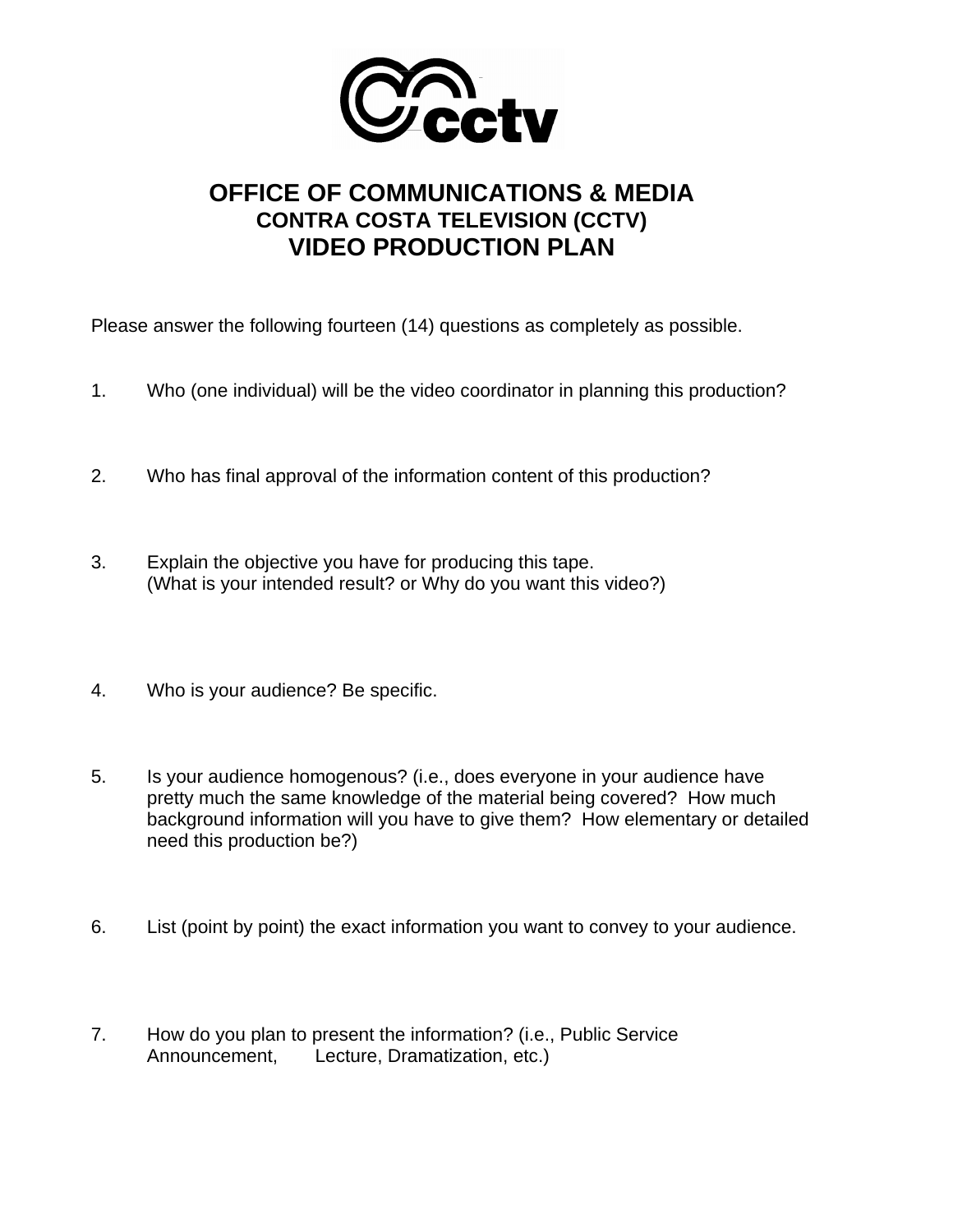# OFFICE OF COMMUNICATIONS & MEDIA
## CONTRA COSTA TELEVISION (CCTV)
## VIDEO PRODUCTION PLAN

Please answer the following fourteen (14) questions as completely as possible.

1. Who (one individual) will be the video coordinator in planning this production?

2. Who has final approval of the information content of this production?

3. Explain the objective you have for producing this tape.
   (What is your intended result? or Why do you want this video?)

4. Who is your audience? Be specific.

5. Is your audience homogenous? (i.e., does everyone in your audience have pretty much the same knowledge of the material being covered? How much background information will you have to give them? How elementary or detailed need this production be?)

6. List (point by point) the exact information you want to convey to your audience.

7. How do you plan to present the information? (i.e., Public Service Announcement, Lecture, Dramatization, etc.)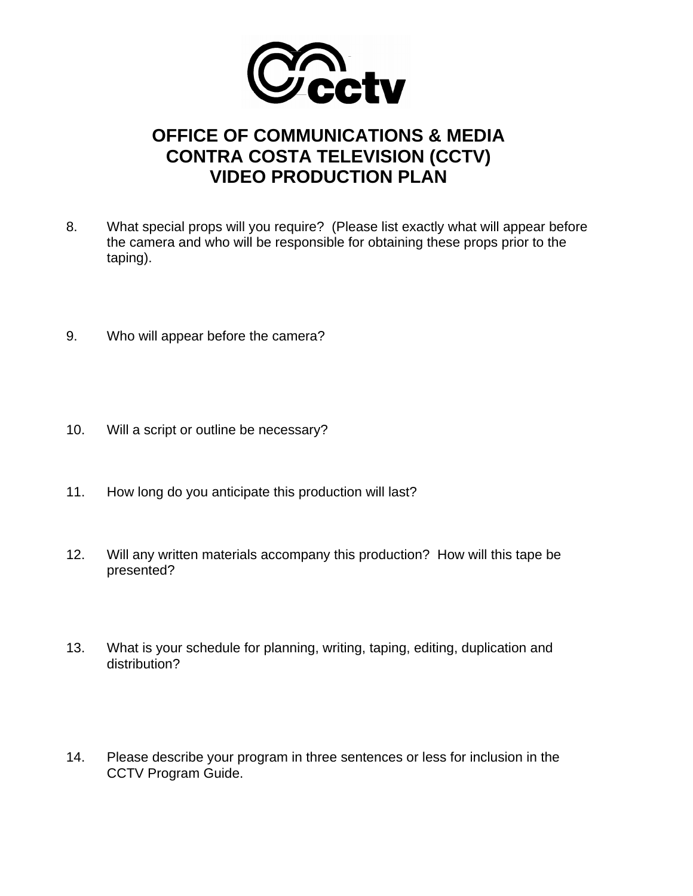# OFFICE OF COMMUNICATIONS & MEDIA
# CONTRA COSTA TELEVISION (CCTV)
# VIDEO PRODUCTION PLAN

8. What special props will you require? (Please list exactly what will appear before the camera and who will be responsible for obtaining these props prior to the taping).

9. Who will appear before the camera?

10. Will a script or outline be necessary?

11. How long do you anticipate this production will last?

12. Will any written materials accompany this production? How will this tape be presented?

13. What is your schedule for planning, writing, taping, editing, duplication and distribution?

14. Please describe your program in three sentences or less for inclusion in the CCTV Program Guide.